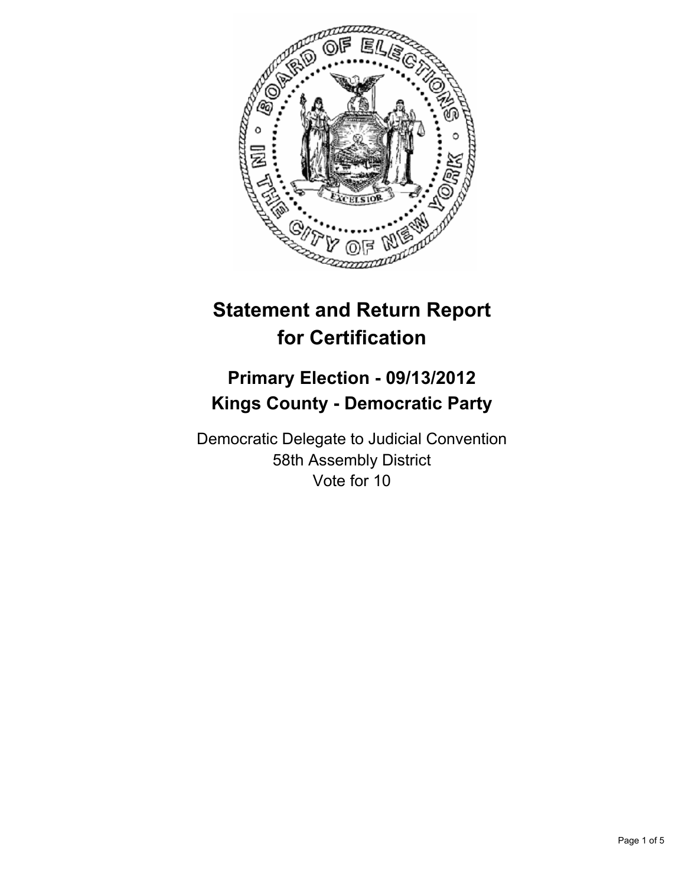# Statement and Return Report for Certification

## Primary Election - 09/13/2012
## Kings County - Democratic Party

Democratic Delegate to Judicial Convention
58th Assembly District
Vote for 10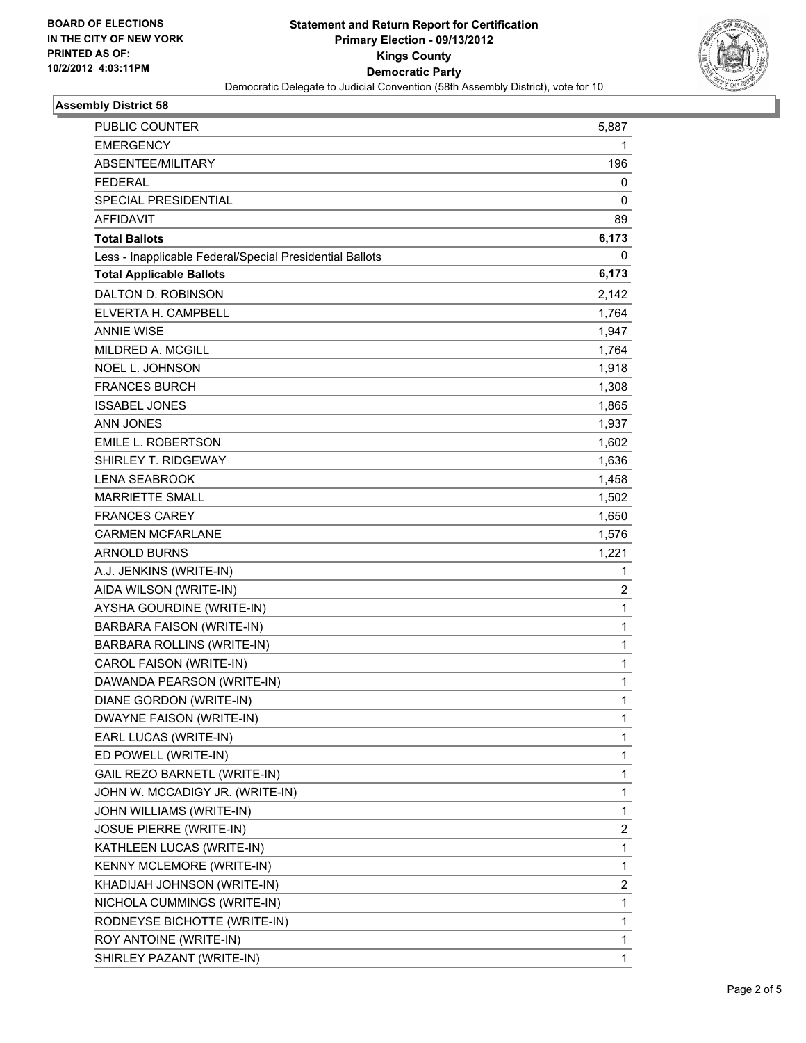BOARD OF ELECTIONS
IN THE CITY OF NEW YORK
PRINTED AS OF:
10/2/2012 4:03:11PM

**Statement and Return Report for Certification**
**Primary Election - 09/13/2012**
**Kings County**
**Democratic Party**
Democratic Delegate to Judicial Convention (58th Assembly District), vote for 10

### Assembly District 58

| | |
|---|---|
| PUBLIC COUNTER | 5,887 |
| EMERGENCY | 1 |
| ABSENTEE/MILITARY | 196 |
| FEDERAL | 0 |
| SPECIAL PRESIDENTIAL | 0 |
| AFFIDAVIT | 89 |
| **Total Ballots** | **6,173** |
| Less - Inapplicable Federal/Special Presidential Ballots | 0 |
| **Total Applicable Ballots** | **6,173** |
| DALTON D. ROBINSON | 2,142 |
| ELVERTA H. CAMPBELL | 1,764 |
| ANNIE WISE | 1,947 |
| MILDRED A. MCGILL | 1,764 |
| NOEL L. JOHNSON | 1,918 |
| FRANCES BURCH | 1,308 |
| ISSABEL JONES | 1,865 |
| ANN JONES | 1,937 |
| EMILE L. ROBERTSON | 1,602 |
| SHIRLEY T. RIDGEWAY | 1,636 |
| LENA SEABROOK | 1,458 |
| MARRIETTE SMALL | 1,502 |
| FRANCES CAREY | 1,650 |
| CARMEN MCFARLANE | 1,576 |
| ARNOLD BURNS | 1,221 |
| A.J. JENKINS (WRITE-IN) | 1 |
| AIDA WILSON (WRITE-IN) | 2 |
| AYSHA GOURDINE (WRITE-IN) | 1 |
| BARBARA FAISON (WRITE-IN) | 1 |
| BARBARA ROLLINS (WRITE-IN) | 1 |
| CAROL FAISON (WRITE-IN) | 1 |
| DAWANDA PEARSON (WRITE-IN) | 1 |
| DIANE GORDON (WRITE-IN) | 1 |
| DWAYNE FAISON (WRITE-IN) | 1 |
| EARL LUCAS (WRITE-IN) | 1 |
| ED POWELL (WRITE-IN) | 1 |
| GAIL REZO BARNETL (WRITE-IN) | 1 |
| JOHN W. MCCADIGY JR. (WRITE-IN) | 1 |
| JOHN WILLIAMS (WRITE-IN) | 1 |
| JOSUE PIERRE (WRITE-IN) | 2 |
| KATHLEEN LUCAS (WRITE-IN) | 1 |
| KENNY MCLEMORE (WRITE-IN) | 1 |
| KHADIJAH JOHNSON (WRITE-IN) | 2 |
| NICHOLA CUMMINGS (WRITE-IN) | 1 |
| RODNEYSE BICHOTTE (WRITE-IN) | 1 |
| ROY ANTOINE (WRITE-IN) | 1 |
| SHIRLEY PAZANT (WRITE-IN) | 1 |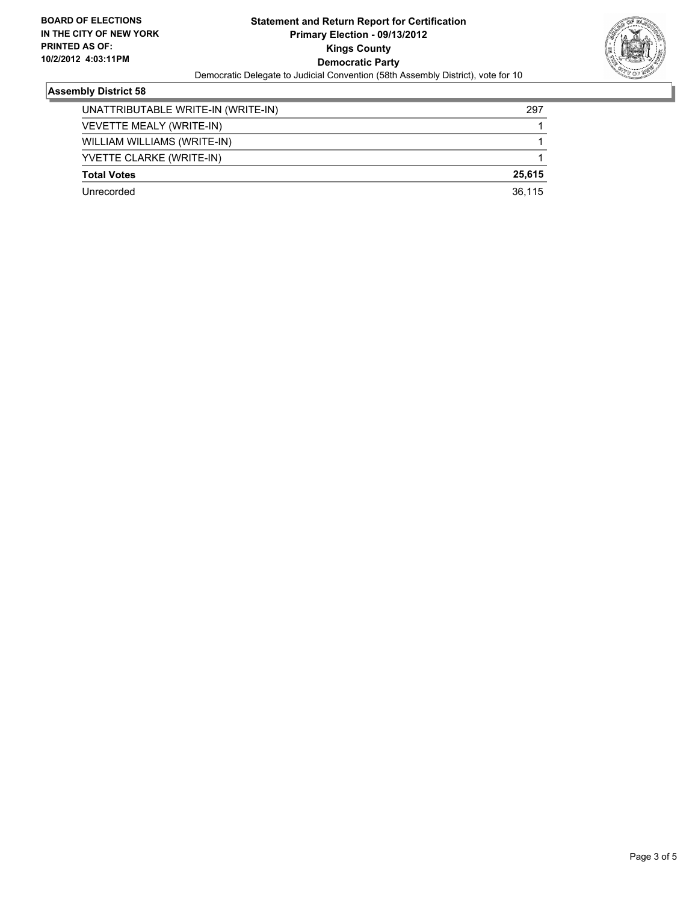**BOARD OF ELECTIONS IN THE CITY OF NEW YORK PRINTED AS OF: 10/2/2012 4:03:11PM**

**Statement and Return Report for Certification Primary Election - 09/13/2012 Kings County Democratic Party**

Democratic Delegate to Judicial Convention (58th Assembly District), vote for 10

### Assembly District 58

| | |
|---|---|
| UNATTRIBUTABLE WRITE-IN (WRITE-IN) | 297 |
| VEVETTE MEALY (WRITE-IN) | 1 |
| WILLIAM WILLIAMS (WRITE-IN) | 1 |
| YVETTE CLARKE (WRITE-IN) | 1 |
| **Total Votes** | **25,615** |
| Unrecorded | 36,115 |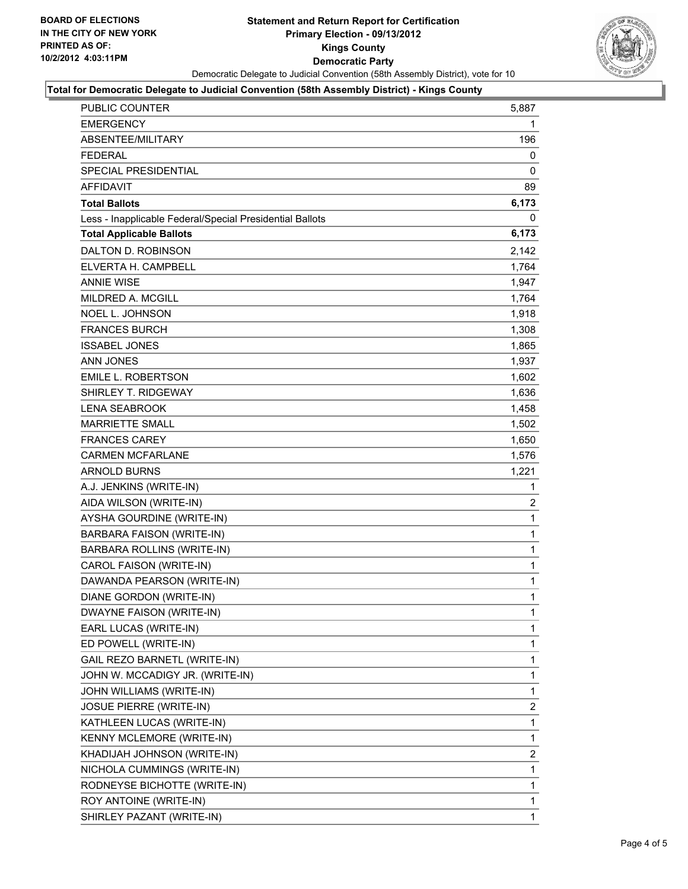**BOARD OF ELECTIONS IN THE CITY OF NEW YORK**
**PRINTED AS OF: 10/2/2012 4:03:11PM**

# Statement and Return Report for Certification
## Primary Election - 09/13/2012
## Kings County
## Democratic Party

Democratic Delegate to Judicial Convention (58th Assembly District), vote for 10

**Total for Democratic Delegate to Judicial Convention (58th Assembly District) - Kings County**

| | |
|---|---|
| PUBLIC COUNTER | 5,887 |
| EMERGENCY | 1 |
| ABSENTEE/MILITARY | 196 |
| FEDERAL | 0 |
| SPECIAL PRESIDENTIAL | 0 |
| AFFIDAVIT | 89 |
| **Total Ballots** | **6,173** |
| Less - Inapplicable Federal/Special Presidential Ballots | 0 |
| **Total Applicable Ballots** | **6,173** |
| DALTON D. ROBINSON | 2,142 |
| ELVERTA H. CAMPBELL | 1,764 |
| ANNIE WISE | 1,947 |
| MILDRED A. MCGILL | 1,764 |
| NOEL L. JOHNSON | 1,918 |
| FRANCES BURCH | 1,308 |
| ISSABEL JONES | 1,865 |
| ANN JONES | 1,937 |
| EMILE L. ROBERTSON | 1,602 |
| SHIRLEY T. RIDGEWAY | 1,636 |
| LENA SEABROOK | 1,458 |
| MARRIETTE SMALL | 1,502 |
| FRANCES CAREY | 1,650 |
| CARMEN MCFARLANE | 1,576 |
| ARNOLD BURNS | 1,221 |
| A.J. JENKINS (WRITE-IN) | 1 |
| AIDA WILSON (WRITE-IN) | 2 |
| AYSHA GOURDINE (WRITE-IN) | 1 |
| BARBARA FAISON (WRITE-IN) | 1 |
| BARBARA ROLLINS (WRITE-IN) | 1 |
| CAROL FAISON (WRITE-IN) | 1 |
| DAWANDA PEARSON (WRITE-IN) | 1 |
| DIANE GORDON (WRITE-IN) | 1 |
| DWAYNE FAISON (WRITE-IN) | 1 |
| EARL LUCAS (WRITE-IN) | 1 |
| ED POWELL (WRITE-IN) | 1 |
| GAIL REZO BARNETL (WRITE-IN) | 1 |
| JOHN W. MCCADIGY JR. (WRITE-IN) | 1 |
| JOHN WILLIAMS (WRITE-IN) | 1 |
| JOSUE PIERRE (WRITE-IN) | 2 |
| KATHLEEN LUCAS (WRITE-IN) | 1 |
| KENNY MCLEMORE (WRITE-IN) | 1 |
| KHADIJAH JOHNSON (WRITE-IN) | 2 |
| NICHOLA CUMMINGS (WRITE-IN) | 1 |
| RODNEYSE BICHOTTE (WRITE-IN) | 1 |
| ROY ANTOINE (WRITE-IN) | 1 |
| SHIRLEY PAZANT (WRITE-IN) | 1 |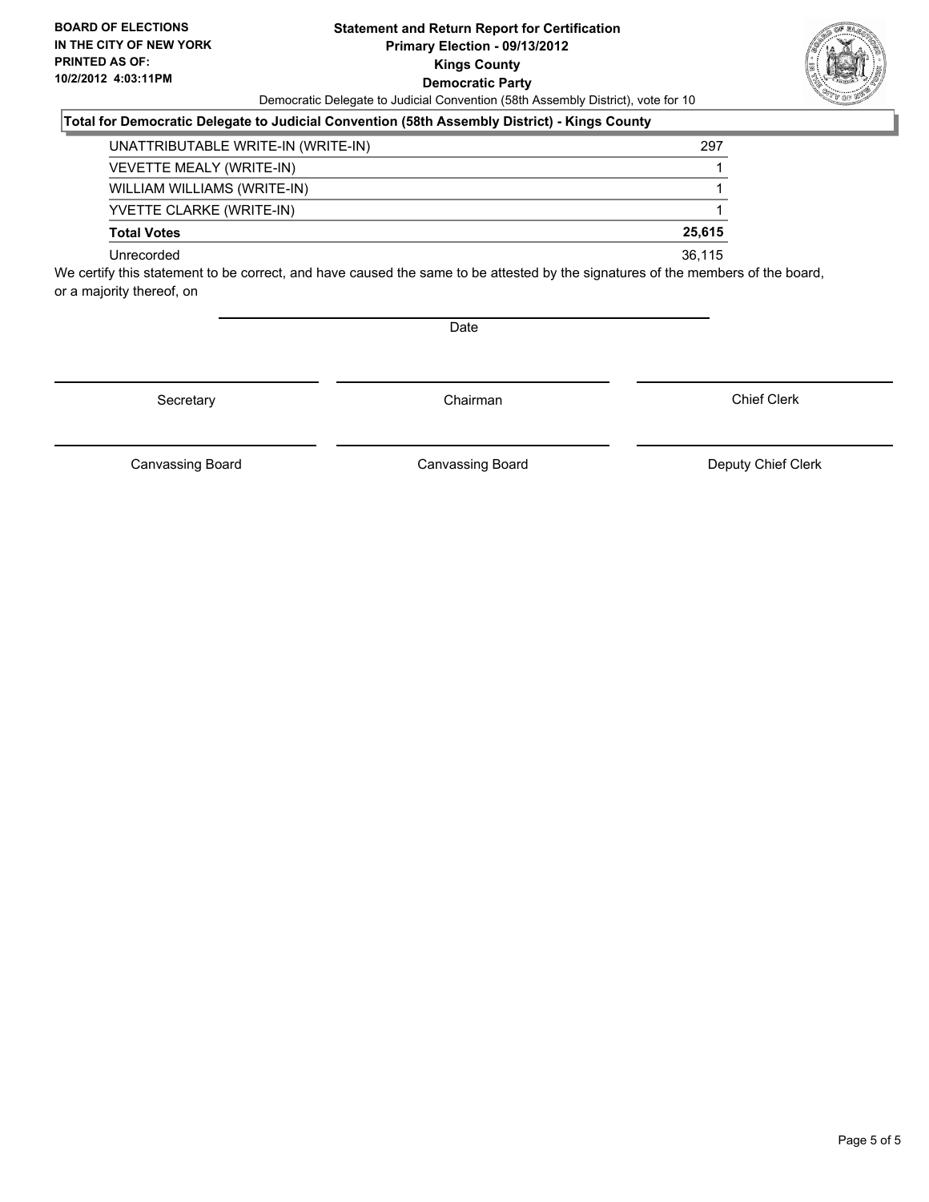**BOARD OF ELECTIONS IN THE CITY OF NEW YORK PRINTED AS OF: 10/2/2012 4:03:11PM**

**Statement and Return Report for Certification**
**Primary Election - 09/13/2012**
**Kings County**
**Democratic Party**

Democratic Delegate to Judicial Convention (58th Assembly District), vote for 10

### Total for Democratic Delegate to Judicial Convention (58th Assembly District) - Kings County

| | |
|---|---|
| UNATTRIBUTABLE WRITE-IN (WRITE-IN) | 297 |
| VEVETTE MEALY (WRITE-IN) | 1 |
| WILLIAM WILLIAMS (WRITE-IN) | 1 |
| YVETTE CLARKE (WRITE-IN) | 1 |
| **Total Votes** | **25,615** |
| Unrecorded | 36,115 |

We certify this statement to be correct, and have caused the same to be attested by the signatures of the members of the board, or a majority thereof, on

Date

Secretary — Chairman — Chief Clerk

Canvassing Board — Canvassing Board — Deputy Chief Clerk